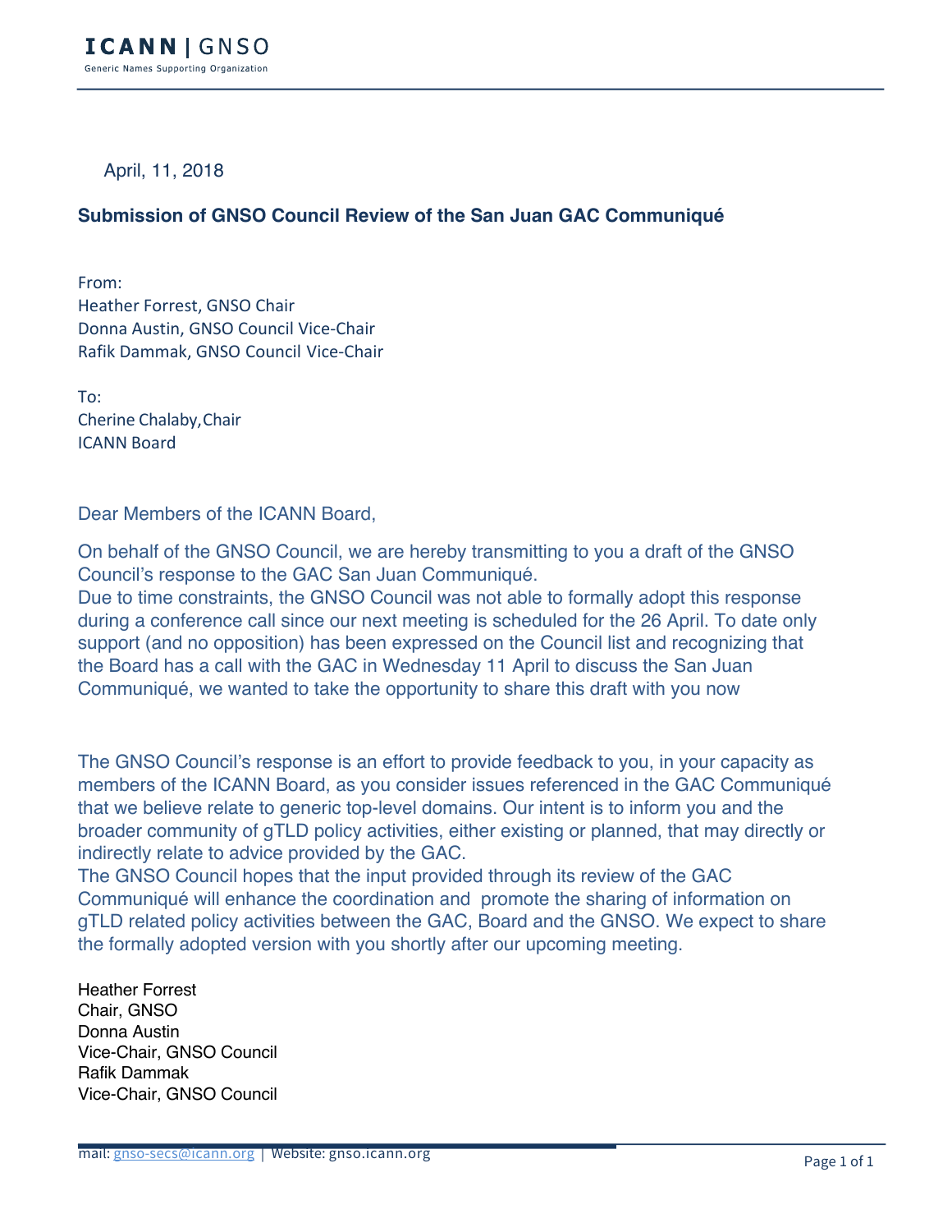**ICANN | GNSO**
Generic Names Supporting Organization

April, 11, 2018

**Submission of GNSO Council Review of the San Juan GAC Communiqué**

From:
Heather Forrest, GNSO Chair
Donna Austin, GNSO Council Vice-Chair
Rafik Dammak, GNSO Council Vice-Chair

To:
Cherine Chalaby,Chair
ICANN Board

Dear Members of the ICANN Board,

On behalf of the GNSO Council, we are hereby transmitting to you a draft of the GNSO Council's response to the GAC San Juan Communiqué.
Due to time constraints, the GNSO Council was not able to formally adopt this response during a conference call since our next meeting is scheduled for the 26 April. To date only support (and no opposition) has been expressed on the Council list and recognizing that the Board has a call with the GAC in Wednesday 11 April to discuss the San Juan Communiqué, we wanted to take the opportunity to share this draft with you now

The GNSO Council's response is an effort to provide feedback to you, in your capacity as members of the ICANN Board, as you consider issues referenced in the GAC Communiqué that we believe relate to generic top-level domains. Our intent is to inform you and the broader community of gTLD policy activities, either existing or planned, that may directly or indirectly relate to advice provided by the GAC.
The GNSO Council hopes that the input provided through its review of the GAC Communiqué will enhance the coordination and promote the sharing of information on gTLD related policy activities between the GAC, Board and the GNSO. We expect to share the formally adopted version with you shortly after our upcoming meeting.

Heather Forrest
Chair, GNSO
Donna Austin
Vice-Chair, GNSO Council
Rafik Dammak
Vice-Chair, GNSO Council

mail: gnso-secs@icann.org | Website: gnso.icann.org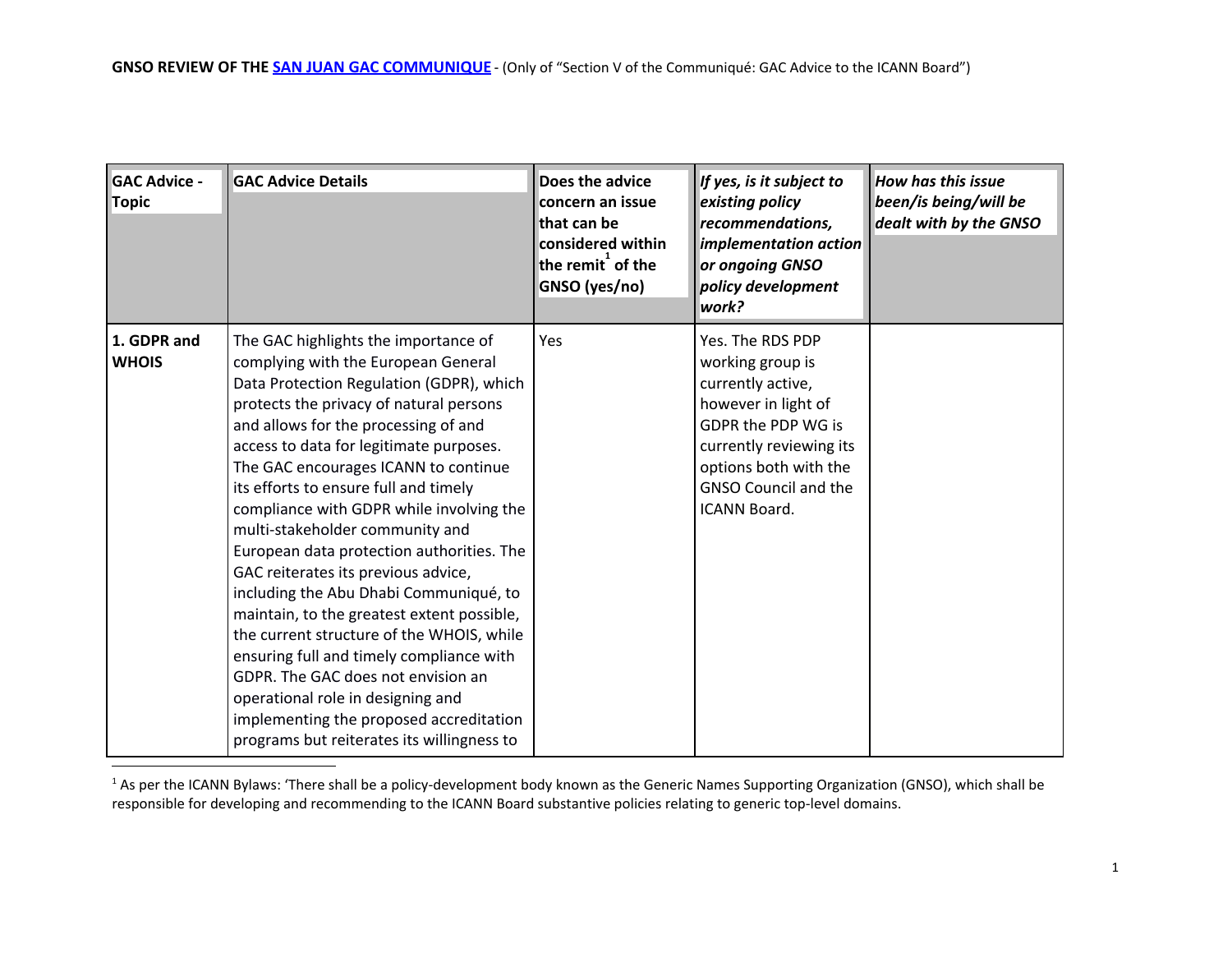**GNSO REVIEW OF THE [SAN JUAN GAC COMMUNIQUE](#) - (Only of "Section V of the Communiqué: GAC Advice to the ICANN Board")**

| GAC Advice - Topic | GAC Advice Details | Does the advice concern an issue that can be considered within the remit[1] of the GNSO (yes/no) | *If yes, is it subject to existing policy recommendations, implementation action or ongoing GNSO policy development work?* | *How has this issue been/is being/will be dealt with by the GNSO* |
|---|---|---|---|---|
| **1. GDPR and WHOIS** | The GAC highlights the importance of complying with the European General Data Protection Regulation (GDPR), which protects the privacy of natural persons and allows for the processing of and access to data for legitimate purposes. The GAC encourages ICANN to continue its efforts to ensure full and timely compliance with GDPR while involving the multi-stakeholder community and European data protection authorities. The GAC reiterates its previous advice, including the Abu Dhabi Communiqué, to maintain, to the greatest extent possible, the current structure of the WHOIS, while ensuring full and timely compliance with GDPR. The GAC does not envision an operational role in designing and implementing the proposed accreditation programs but reiterates its willingness to | Yes | Yes. The RDS PDP working group is currently active, however in light of GDPR the PDP WG is currently reviewing its options both with the GNSO Council and the ICANN Board. | |

[1] As per the ICANN Bylaws: 'There shall be a policy-development body known as the Generic Names Supporting Organization (GNSO), which shall be responsible for developing and recommending to the ICANN Board substantive policies relating to generic top-level domains.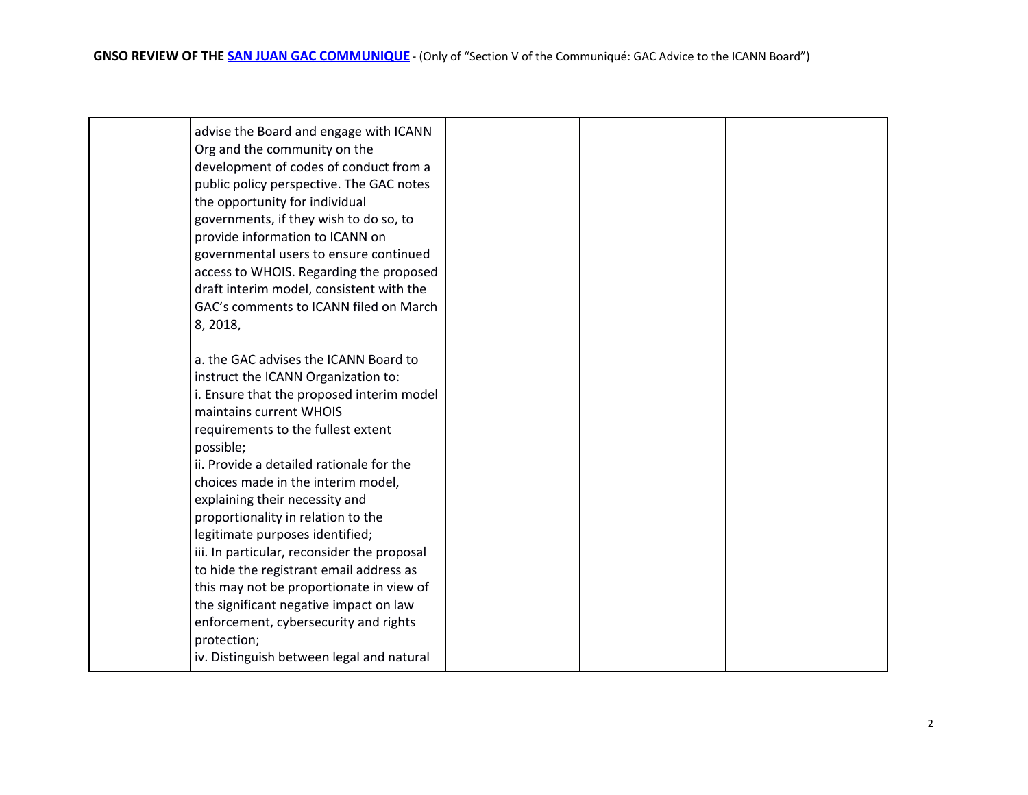| | | | | |
|---|---|---|---|---|
| | advise the Board and engage with ICANN Org and the community on the development of codes of conduct from a public policy perspective. The GAC notes the opportunity for individual governments, if they wish to do so, to provide information to ICANN on governmental users to ensure continued access to WHOIS. Regarding the proposed draft interim model, consistent with the GAC's comments to ICANN filed on March 8, 2018,<br><br>a. the GAC advises the ICANN Board to instruct the ICANN Organization to:<br>i. Ensure that the proposed interim model maintains current WHOIS requirements to the fullest extent possible;<br>ii. Provide a detailed rationale for the choices made in the interim model, explaining their necessity and proportionality in relation to the legitimate purposes identified;<br>iii. In particular, reconsider the proposal to hide the registrant email address as this may not be proportionate in view of the significant negative impact on law enforcement, cybersecurity and rights protection;<br>iv. Distinguish between legal and natural | | | |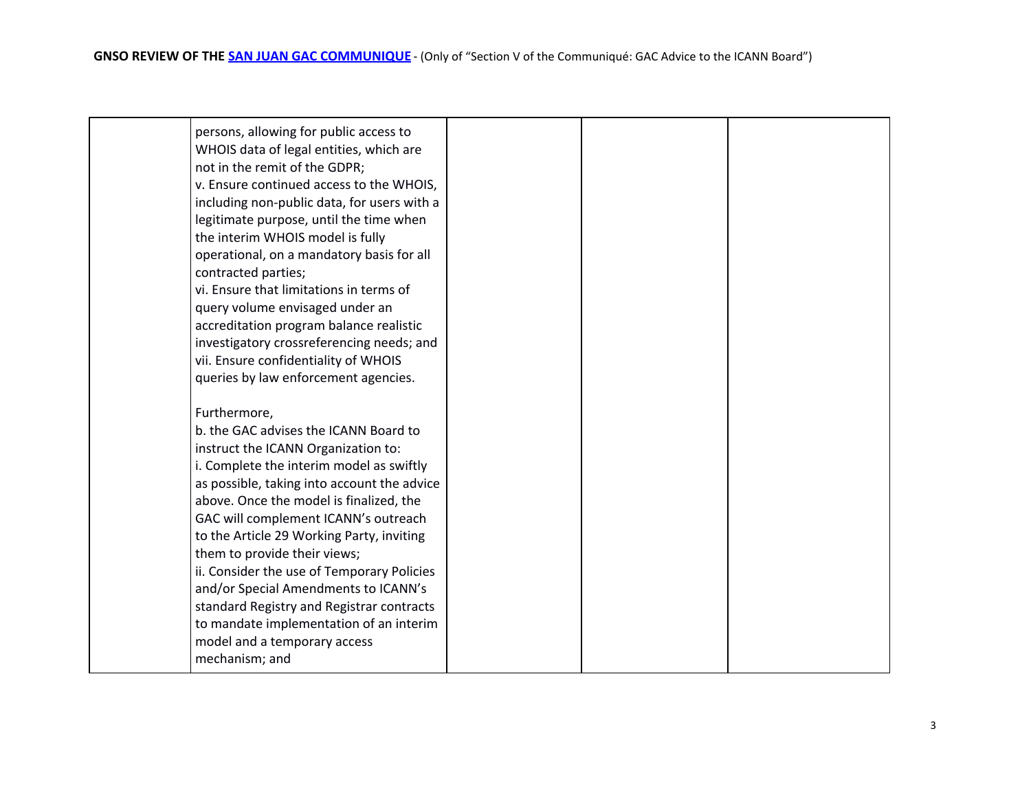| | | | | |
|---|---|---|---|---|
| | persons, allowing for public access to WHOIS data of legal entities, which are not in the remit of the GDPR;<br>v. Ensure continued access to the WHOIS, including non-public data, for users with a legitimate purpose, until the time when the interim WHOIS model is fully operational, on a mandatory basis for all contracted parties;<br>vi. Ensure that limitations in terms of query volume envisaged under an accreditation program balance realistic investigatory crossreferencing needs; and<br>vii. Ensure confidentiality of WHOIS queries by law enforcement agencies.<br><br>Furthermore,<br>b. the GAC advises the ICANN Board to instruct the ICANN Organization to:<br>i. Complete the interim model as swiftly as possible, taking into account the advice above. Once the model is finalized, the GAC will complement ICANN's outreach to the Article 29 Working Party, inviting them to provide their views;<br>ii. Consider the use of Temporary Policies and/or Special Amendments to ICANN's standard Registry and Registrar contracts to mandate implementation of an interim model and a temporary access mechanism; and | | | |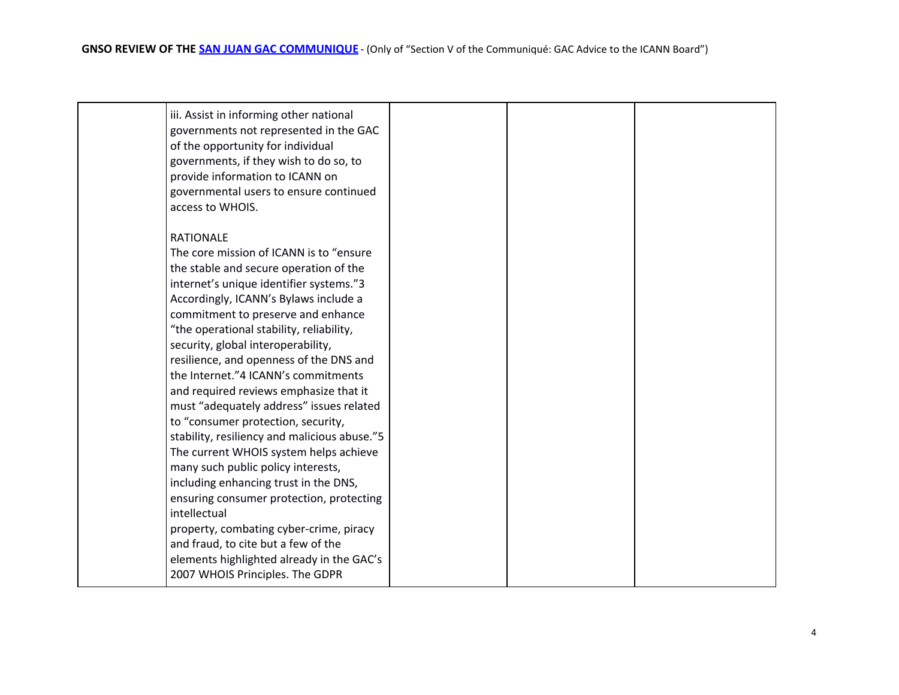| | | | | |
|---|---|---|---|---|
| | iii. Assist in informing other national governments not represented in the GAC of the opportunity for individual governments, if they wish to do so, to provide information to ICANN on governmental users to ensure continued access to WHOIS.<br><br>RATIONALE<br>The core mission of ICANN is to "ensure the stable and secure operation of the internet's unique identifier systems."[3] Accordingly, ICANN's Bylaws include a commitment to preserve and enhance "the operational stability, reliability, security, global interoperability, resilience, and openness of the DNS and the Internet."[4] ICANN's commitments and required reviews emphasize that it must "adequately address" issues related to "consumer protection, security, stability, resiliency and malicious abuse."[5] The current WHOIS system helps achieve many such public policy interests, including enhancing trust in the DNS, ensuring consumer protection, protecting intellectual property, combating cyber-crime, piracy and fraud, to cite but a few of the elements highlighted already in the GAC's 2007 WHOIS Principles. The GDPR | | | |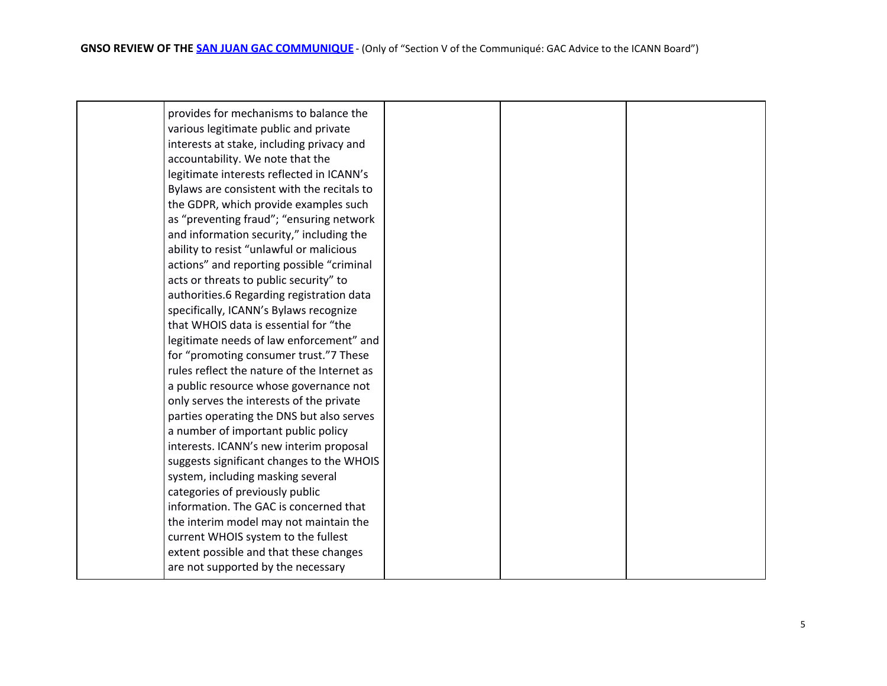| | | | | |
|---|---|---|---|---|
| | provides for mechanisms to balance the various legitimate public and private interests at stake, including privacy and accountability. We note that the legitimate interests reflected in ICANN's Bylaws are consistent with the recitals to the GDPR, which provide examples such as "preventing fraud"; "ensuring network and information security," including the ability to resist "unlawful or malicious actions" and reporting possible "criminal acts or threats to public security" to authorities.6 Regarding registration data specifically, ICANN's Bylaws recognize that WHOIS data is essential for "the legitimate needs of law enforcement" and for "promoting consumer trust."7 These rules reflect the nature of the Internet as a public resource whose governance not only serves the interests of the private parties operating the DNS but also serves a number of important public policy interests. ICANN's new interim proposal suggests significant changes to the WHOIS system, including masking several categories of previously public information. The GAC is concerned that the interim model may not maintain the current WHOIS system to the fullest extent possible and that these changes are not supported by the necessary | | | |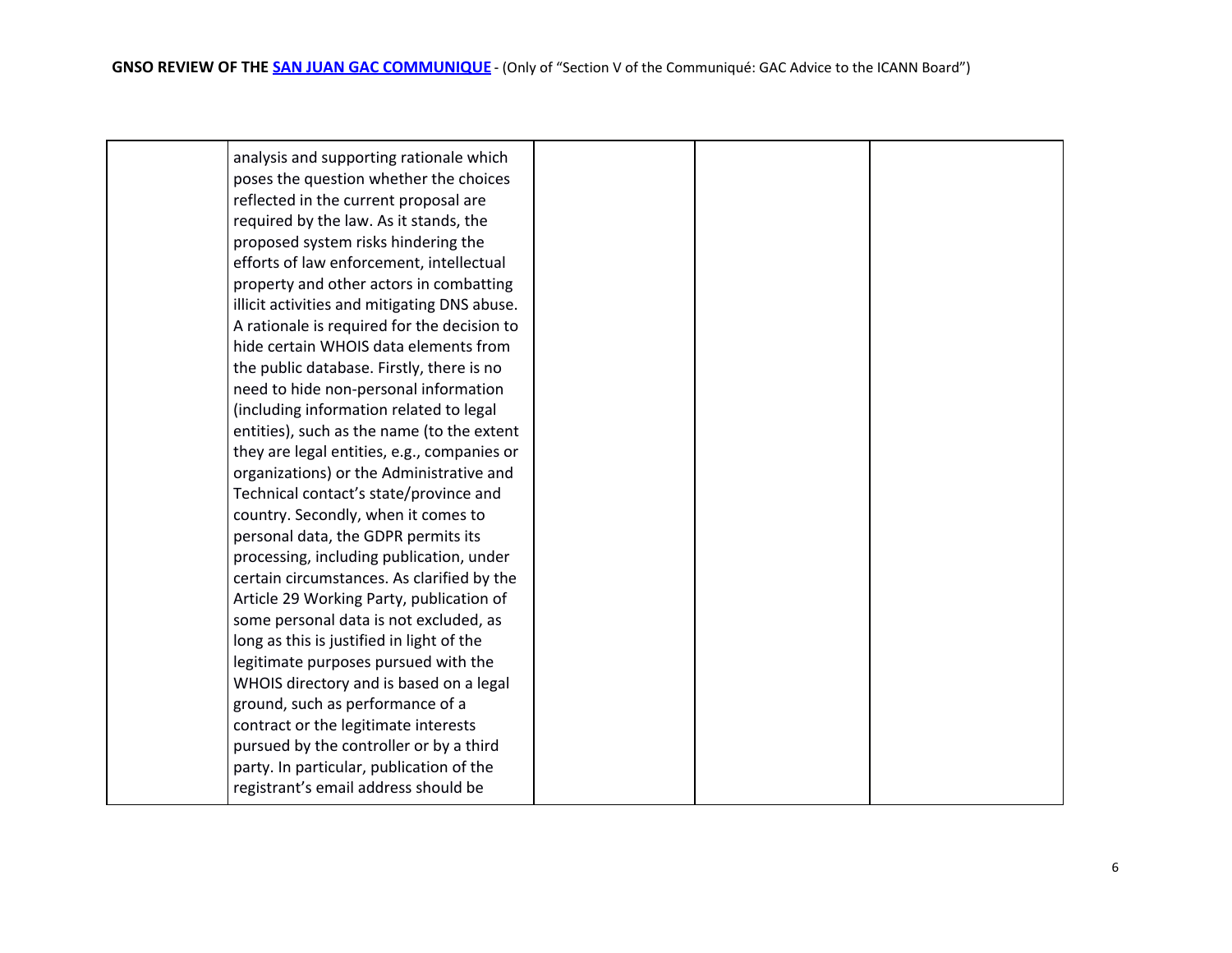| | | | | |
|---|---|---|---|---|
| | analysis and supporting rationale which poses the question whether the choices reflected in the current proposal are required by the law. As it stands, the proposed system risks hindering the efforts of law enforcement, intellectual property and other actors in combatting illicit activities and mitigating DNS abuse. A rationale is required for the decision to hide certain WHOIS data elements from the public database. Firstly, there is no need to hide non-personal information (including information related to legal entities), such as the name (to the extent they are legal entities, e.g., companies or organizations) or the Administrative and Technical contact's state/province and country. Secondly, when it comes to personal data, the GDPR permits its processing, including publication, under certain circumstances. As clarified by the Article 29 Working Party, publication of some personal data is not excluded, as long as this is justified in light of the legitimate purposes pursued with the WHOIS directory and is based on a legal ground, such as performance of a contract or the legitimate interests pursued by the controller or by a third party. In particular, publication of the registrant's email address should be | | | |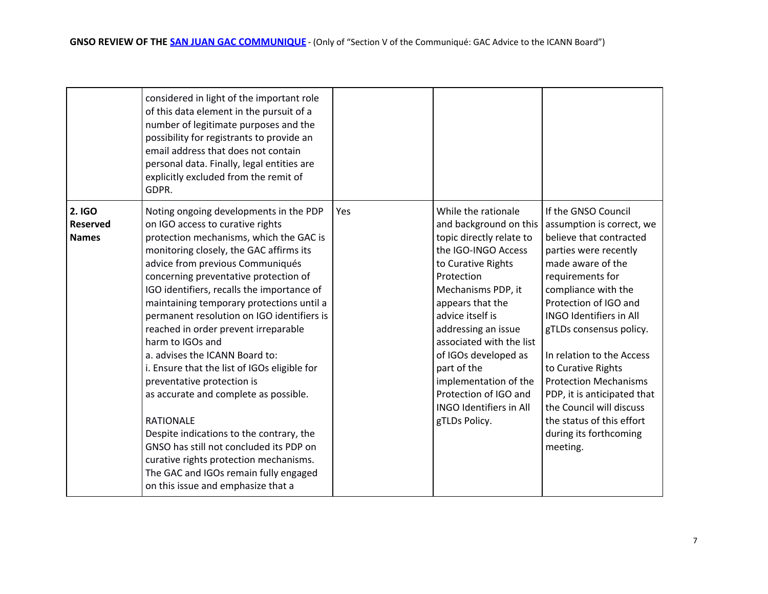**GNSO REVIEW OF THE SAN JUAN GAC COMMUNIQUE** - (Only of "Section V of the Communiqué: GAC Advice to the ICANN Board")

| | | | | |
|---|---|---|---|---|
| | considered in light of the important role of this data element in the pursuit of a number of legitimate purposes and the possibility for registrants to provide an email address that does not contain personal data. Finally, legal entities are explicitly excluded from the remit of GDPR. | | | |
| **2. IGO Reserved Names** | Noting ongoing developments in the PDP on IGO access to curative rights protection mechanisms, which the GAC is monitoring closely, the GAC affirms its advice from previous Communiqués concerning preventative protection of IGO identifiers, recalls the importance of maintaining temporary protections until a permanent resolution on IGO identifiers is reached in order prevent irreparable harm to IGOs and<br>a. advises the ICANN Board to:<br>i. Ensure that the list of IGOs eligible for preventative protection is as accurate and complete as possible.<br><br>RATIONALE<br>Despite indications to the contrary, the GNSO has still not concluded its PDP on curative rights protection mechanisms. The GAC and IGOs remain fully engaged on this issue and emphasize that a | Yes | While the rationale and background on this topic directly relate to the IGO-INGO Access to Curative Rights Protection Mechanisms PDP, it appears that the advice itself is addressing an issue associated with the list of IGOs developed as part of the implementation of the Protection of IGO and INGO Identifiers in All gTLDs Policy. | If the GNSO Council assumption is correct, we believe that contracted parties were recently made aware of the requirements for compliance with the Protection of IGO and INGO Identifiers in All gTLDs consensus policy.<br><br>In relation to the Access to Curative Rights Protection Mechanisms PDP, it is anticipated that the Council will discuss the status of this effort during its forthcoming meeting. |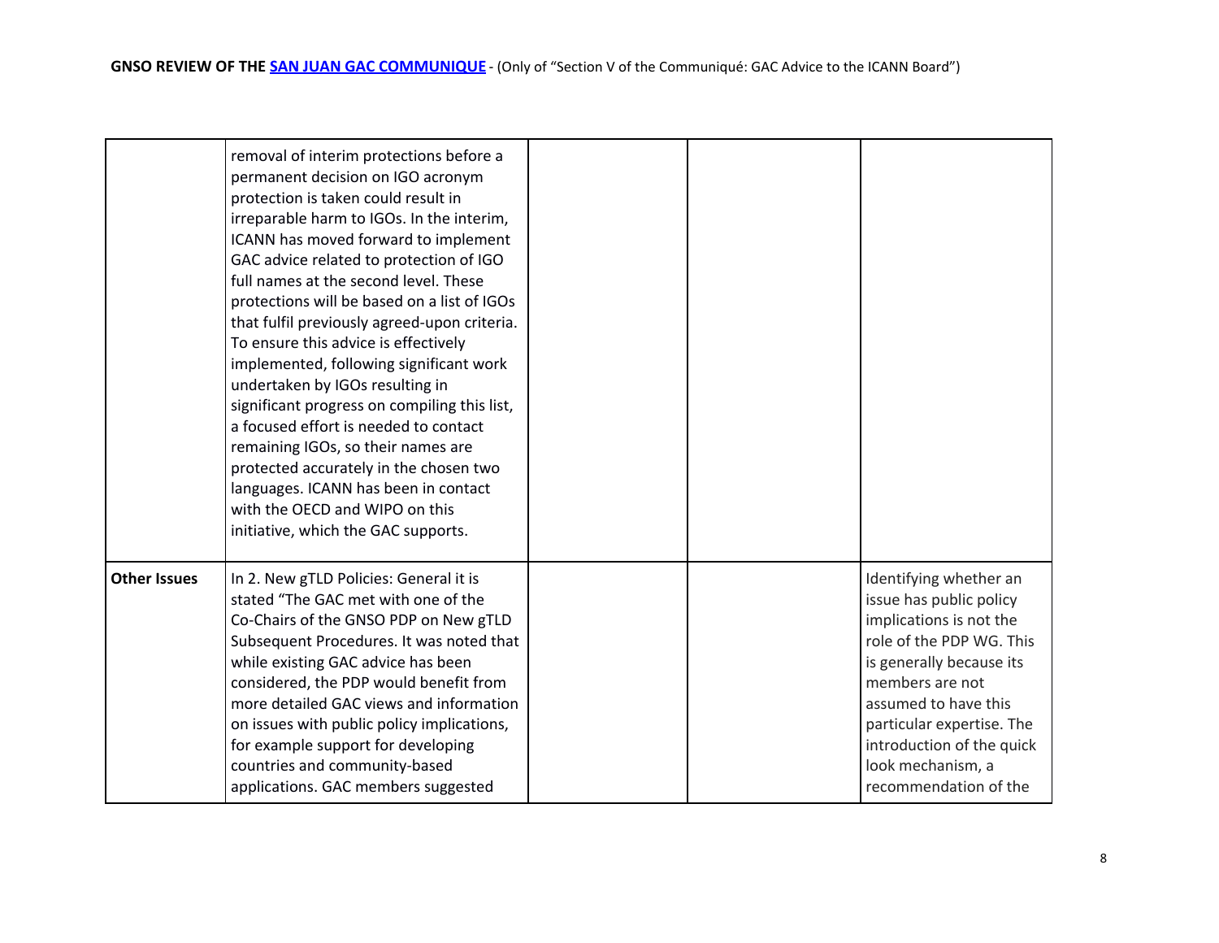| | | | | |
|---|---|---|---|---|
| | removal of interim protections before a permanent decision on IGO acronym protection is taken could result in irreparable harm to IGOs. In the interim, ICANN has moved forward to implement GAC advice related to protection of IGO full names at the second level. These protections will be based on a list of IGOs that fulfil previously agreed-upon criteria. To ensure this advice is effectively implemented, following significant work undertaken by IGOs resulting in significant progress on compiling this list, a focused effort is needed to contact remaining IGOs, so their names are protected accurately in the chosen two languages. ICANN has been in contact with the OECD and WIPO on this initiative, which the GAC supports. | | | |
| **Other Issues** | In 2. New gTLD Policies: General it is stated "The GAC met with one of the Co-Chairs of the GNSO PDP on New gTLD Subsequent Procedures. It was noted that while existing GAC advice has been considered, the PDP would benefit from more detailed GAC views and information on issues with public policy implications, for example support for developing countries and community-based applications. GAC members suggested | | | Identifying whether an issue has public policy implications is not the role of the PDP WG. This is generally because its members are not assumed to have this particular expertise. The introduction of the quick look mechanism, a recommendation of the |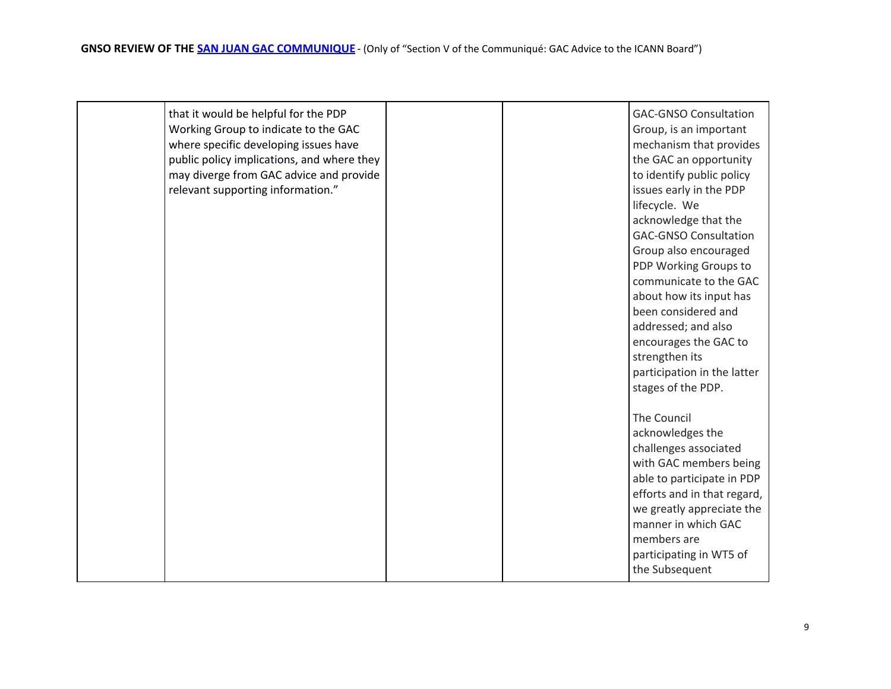| | | | | |
|---|---|---|---|---|
| | that it would be helpful for the PDP Working Group to indicate to the GAC where specific developing issues have public policy implications, and where they may diverge from GAC advice and provide relevant supporting information." | | | GAC-GNSO Consultation Group, is an important mechanism that provides the GAC an opportunity to identify public policy issues early in the PDP lifecycle. We acknowledge that the GAC-GNSO Consultation Group also encouraged PDP Working Groups to communicate to the GAC about how its input has been considered and addressed; and also encourages the GAC to strengthen its participation in the latter stages of the PDP.<br><br>The Council acknowledges the challenges associated with GAC members being able to participate in PDP efforts and in that regard, we greatly appreciate the manner in which GAC members are participating in WT5 of the Subsequent |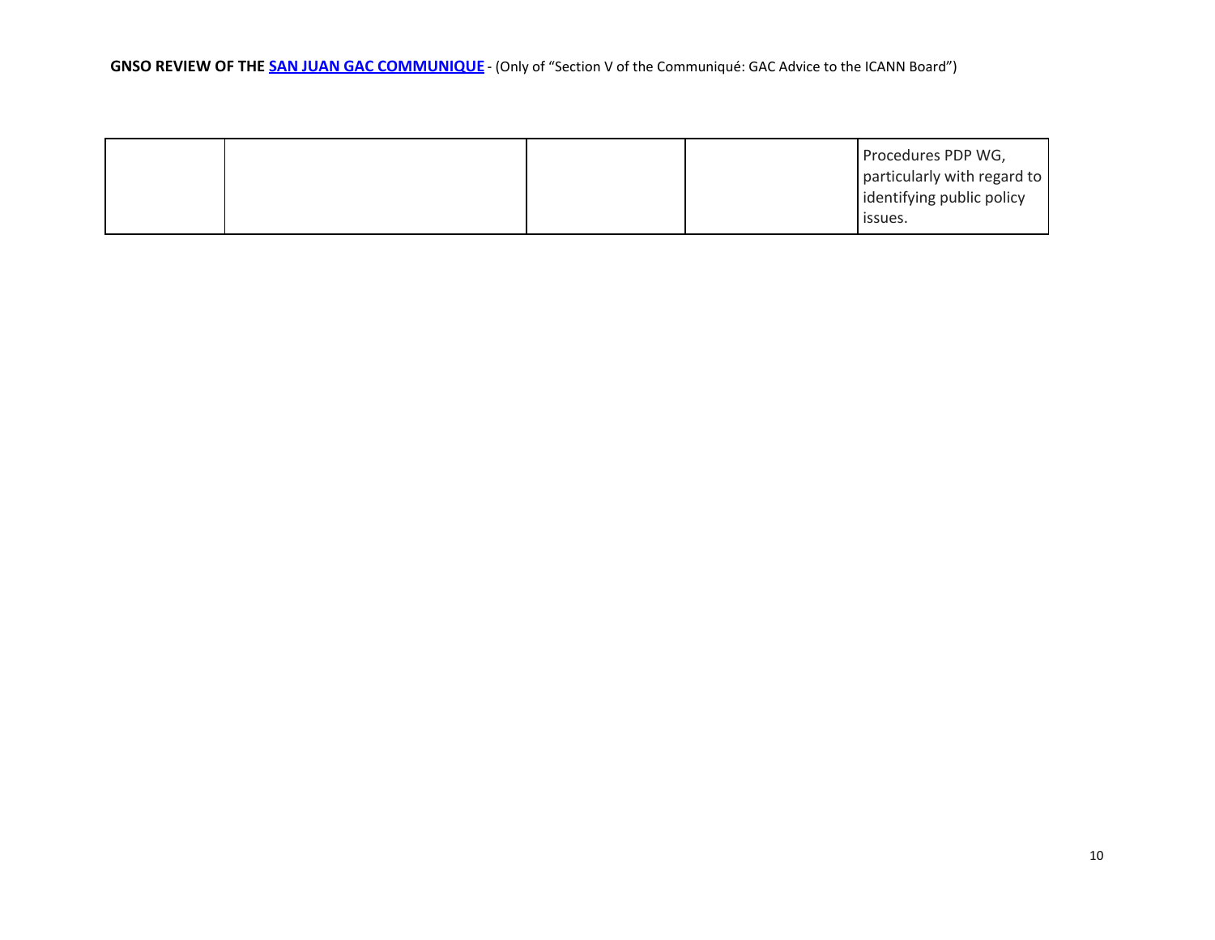| | | | | |
|---|---|---|---|---|
| | | | | Procedures PDP WG, particularly with regard to identifying public policy issues. |